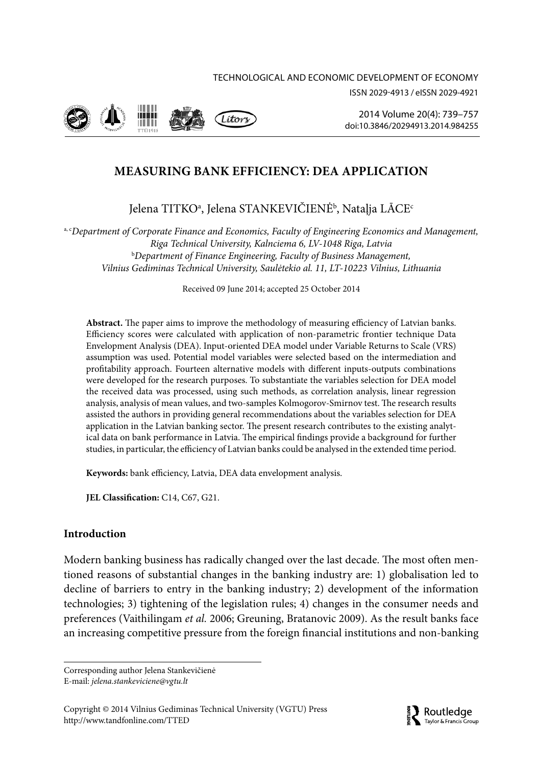# MEASURING BANK EFFICIENCY: DEA APPLICATION

Jelena TITKO[a], Jelena STANKEVIČIENĖ[b], Nataļja LĀCE[c]

[a, c]*Department of Corporate Finance and Economics, Faculty of Engineering Economics and Management, Riga Technical University, Kalnciema 6, LV-1048 Riga, Latvia*
[b]*Department of Finance Engineering, Faculty of Business Management, Vilnius Gediminas Technical University, Saulėtekio al. 11, LT-10223 Vilnius, Lithuania*

Received 09 June 2014; accepted 25 October 2014

**Abstract.** The paper aims to improve the methodology of measuring efficiency of Latvian banks. Efficiency scores were calculated with application of non-parametric frontier technique Data Envelopment Analysis (DEA). Input-oriented DEA model under Variable Returns to Scale (VRS) assumption was used. Potential model variables were selected based on the intermediation and profitability approach. Fourteen alternative models with different inputs-outputs combinations were developed for the research purposes. To substantiate the variables selection for DEA model the received data was processed, using such methods, as correlation analysis, linear regression analysis, analysis of mean values, and two-samples Kolmogorov-Smirnov test. The research results assisted the authors in providing general recommendations about the variables selection for DEA application in the Latvian banking sector. The present research contributes to the existing analytical data on bank performance in Latvia. The empirical findings provide a background for further studies, in particular, the efficiency of Latvian banks could be analysed in the extended time period.

**Keywords:** bank efficiency, Latvia, DEA data envelopment analysis.

**JEL Classification:** C14, C67, G21.

## Introduction

Modern banking business has radically changed over the last decade. The most often mentioned reasons of substantial changes in the banking industry are: 1) globalisation led to decline of barriers to entry in the banking industry; 2) development of the information technologies; 3) tightening of the legislation rules; 4) changes in the consumer needs and preferences (Vaithilingam *et al.* 2006; Greuning, Bratanovic 2009). As the result banks face an increasing competitive pressure from the foreign financial institutions and non-banking

Corresponding author Jelena Stankevičienė
E-mail: *jelena.stankeviciene@vgtu.lt*

Copyright © 2014 Vilnius Gediminas Technical University (VGTU) Press
http://www.tandfonline.com/TTED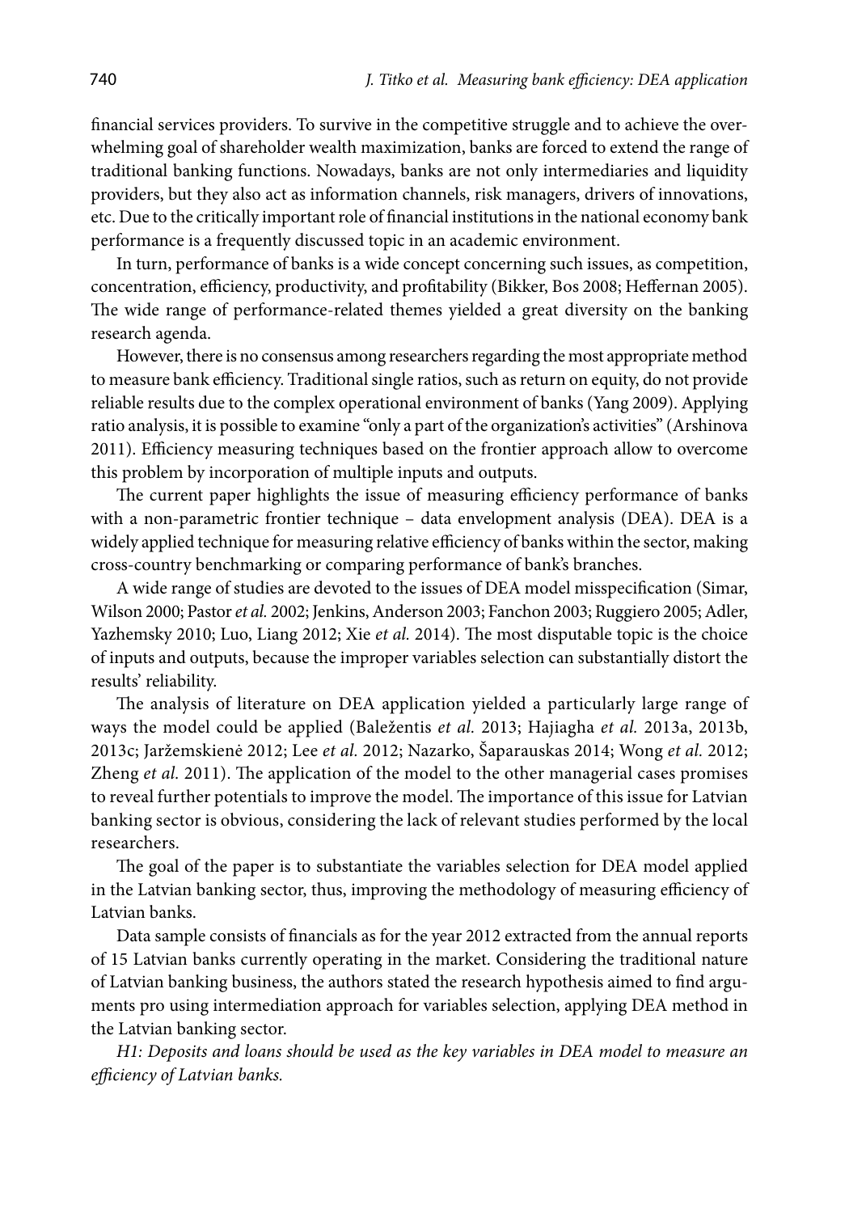financial services providers. To survive in the competitive struggle and to achieve the overwhelming goal of shareholder wealth maximization, banks are forced to extend the range of traditional banking functions. Nowadays, banks are not only intermediaries and liquidity providers, but they also act as information channels, risk managers, drivers of innovations, etc. Due to the critically important role of financial institutions in the national economy bank performance is a frequently discussed topic in an academic environment.

In turn, performance of banks is a wide concept concerning such issues, as competition, concentration, efficiency, productivity, and profitability (Bikker, Bos 2008; Heffernan 2005). The wide range of performance-related themes yielded a great diversity on the banking research agenda.

However, there is no consensus among researchers regarding the most appropriate method to measure bank efficiency. Traditional single ratios, such as return on equity, do not provide reliable results due to the complex operational environment of banks (Yang 2009). Applying ratio analysis, it is possible to examine "only a part of the organization's activities" (Arshinova 2011). Efficiency measuring techniques based on the frontier approach allow to overcome this problem by incorporation of multiple inputs and outputs.

The current paper highlights the issue of measuring efficiency performance of banks with a non-parametric frontier technique – data envelopment analysis (DEA). DEA is a widely applied technique for measuring relative efficiency of banks within the sector, making cross-country benchmarking or comparing performance of bank's branches.

A wide range of studies are devoted to the issues of DEA model misspecification (Simar, Wilson 2000; Pastor *et al.* 2002; Jenkins, Anderson 2003; Fanchon 2003; Ruggiero 2005; Adler, Yazhemsky 2010; Luo, Liang 2012; Xie *et al.* 2014). The most disputable topic is the choice of inputs and outputs, because the improper variables selection can substantially distort the results' reliability.

The analysis of literature on DEA application yielded a particularly large range of ways the model could be applied (Baležentis *et al.* 2013; Hajiagha *et al.* 2013a, 2013b, 2013c; Jaržemskienė 2012; Lee *et al.* 2012; Nazarko, Šaparauskas 2014; Wong *et al.* 2012; Zheng *et al.* 2011). The application of the model to the other managerial cases promises to reveal further potentials to improve the model. The importance of this issue for Latvian banking sector is obvious, considering the lack of relevant studies performed by the local researchers.

The goal of the paper is to substantiate the variables selection for DEA model applied in the Latvian banking sector, thus, improving the methodology of measuring efficiency of Latvian banks.

Data sample consists of financials as for the year 2012 extracted from the annual reports of 15 Latvian banks currently operating in the market. Considering the traditional nature of Latvian banking business, the authors stated the research hypothesis aimed to find arguments pro using intermediation approach for variables selection, applying DEA method in the Latvian banking sector.

*H1: Deposits and loans should be used as the key variables in DEA model to measure an efficiency of Latvian banks.*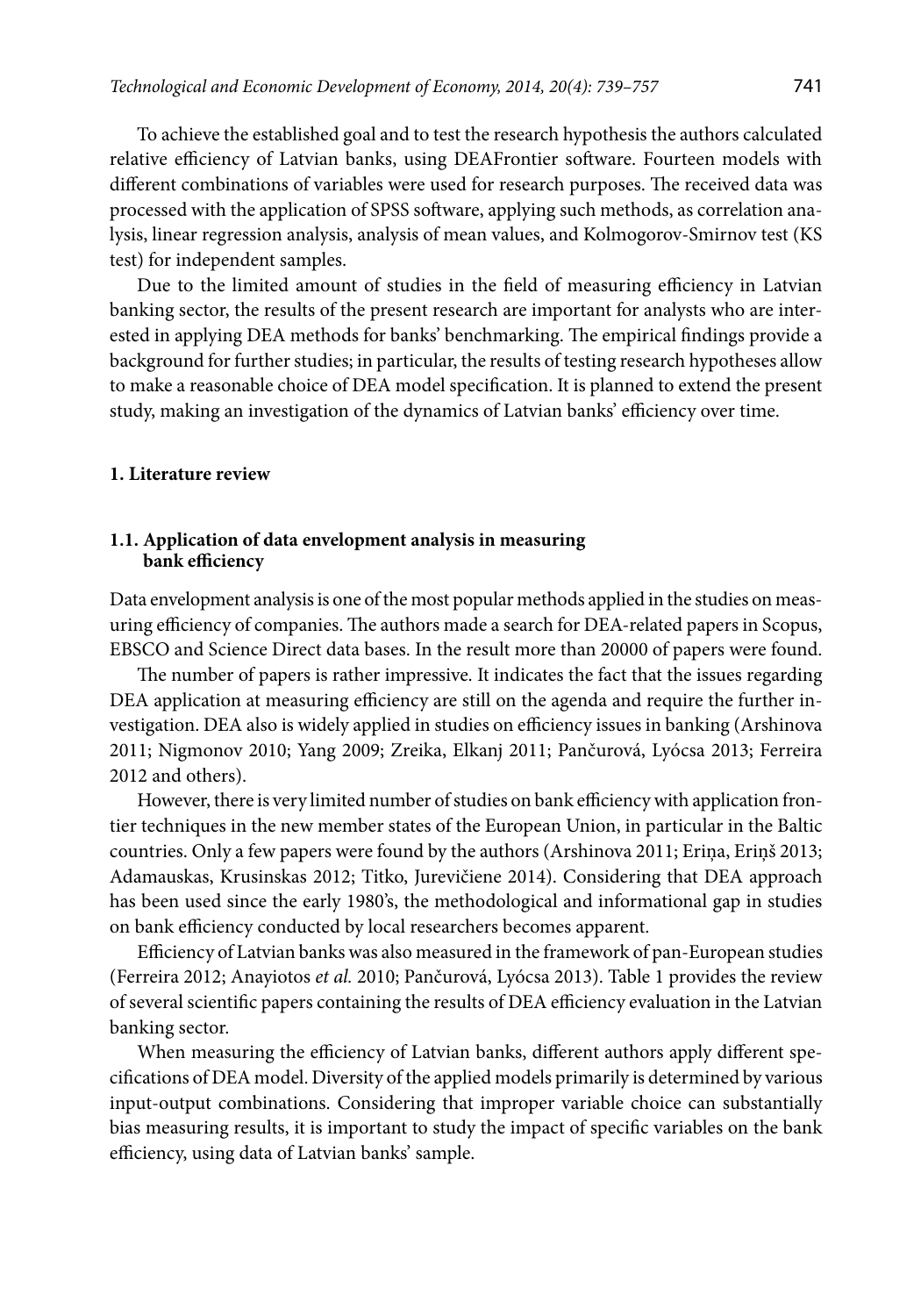To achieve the established goal and to test the research hypothesis the authors calculated relative efficiency of Latvian banks, using DEAFrontier software. Fourteen models with different combinations of variables were used for research purposes. The received data was processed with the application of SPSS software, applying such methods, as correlation analysis, linear regression analysis, analysis of mean values, and Kolmogorov-Smirnov test (KS test) for independent samples.

Due to the limited amount of studies in the field of measuring efficiency in Latvian banking sector, the results of the present research are important for analysts who are interested in applying DEA methods for banks' benchmarking. The empirical findings provide a background for further studies; in particular, the results of testing research hypotheses allow to make a reasonable choice of DEA model specification. It is planned to extend the present study, making an investigation of the dynamics of Latvian banks' efficiency over time.

## 1. Literature review

### 1.1. Application of data envelopment analysis in measuring bank efficiency

Data envelopment analysis is one of the most popular methods applied in the studies on measuring efficiency of companies. The authors made a search for DEA-related papers in Scopus, EBSCO and Science Direct data bases. In the result more than 20000 of papers were found.

The number of papers is rather impressive. It indicates the fact that the issues regarding DEA application at measuring efficiency are still on the agenda and require the further investigation. DEA also is widely applied in studies on efficiency issues in banking (Arshinova 2011; Nigmonov 2010; Yang 2009; Zreika, Elkanj 2011; Pančurová, Lyócsa 2013; Ferreira 2012 and others).

However, there is very limited number of studies on bank efficiency with application frontier techniques in the new member states of the European Union, in particular in the Baltic countries. Only a few papers were found by the authors (Arshinova 2011; Eriņa, Eriņš 2013; Adamauskas, Krusinskas 2012; Titko, Jurevičiene 2014). Considering that DEA approach has been used since the early 1980's, the methodological and informational gap in studies on bank efficiency conducted by local researchers becomes apparent.

Efficiency of Latvian banks was also measured in the framework of pan-European studies (Ferreira 2012; Anayiotos *et al.* 2010; Pančurová, Lyócsa 2013). Table 1 provides the review of several scientific papers containing the results of DEA efficiency evaluation in the Latvian banking sector.

When measuring the efficiency of Latvian banks, different authors apply different specifications of DEA model. Diversity of the applied models primarily is determined by various input-output combinations. Considering that improper variable choice can substantially bias measuring results, it is important to study the impact of specific variables on the bank efficiency, using data of Latvian banks' sample.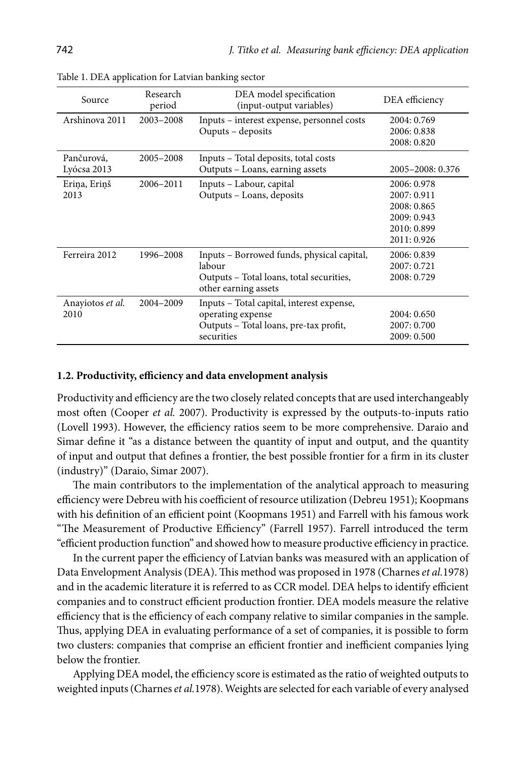Table 1. DEA application for Latvian banking sector

| Source | Research period | DEA model specification (input-output variables) | DEA efficiency |
|---|---|---|---|
| Arshinova 2011 | 2003–2008 | Inputs – interest expense, personnel costs<br>Ouputs – deposits | 2004: 0.769<br>2006: 0.838<br>2008: 0.820 |
| Pančurová, Lyócsa 2013 | 2005–2008 | Inputs – Total deposits, total costs<br>Outputs – Loans, earning assets | 2005–2008: 0.376 |
| Eriņa, Eriņš 2013 | 2006–2011 | Inputs – Labour, capital<br>Outputs – Loans, deposits | 2006: 0.978<br>2007: 0.911<br>2008: 0.865<br>2009: 0.943<br>2010: 0.899<br>2011: 0.926 |
| Ferreira 2012 | 1996–2008 | Inputs – Borrowed funds, physical capital, labour<br>Outputs – Total loans, total securities, other earning assets | 2006: 0.839<br>2007: 0.721<br>2008: 0.729 |
| Anayiotos *et al.* 2010 | 2004–2009 | Inputs – Total capital, interest expense, operating expense<br>Outputs – Total loans, pre-tax profit, securities | 2004: 0.650<br>2007: 0.700<br>2009: 0.500 |

### 1.2. Productivity, efficiency and data envelopment analysis

Productivity and efficiency are the two closely related concepts that are used interchangeably most often (Cooper *et al.* 2007). Productivity is expressed by the outputs-to-inputs ratio (Lovell 1993). However, the efficiency ratios seem to be more comprehensive. Daraio and Simar define it "as a distance between the quantity of input and output, and the quantity of input and output that defines a frontier, the best possible frontier for a firm in its cluster (industry)" (Daraio, Simar 2007).

The main contributors to the implementation of the analytical approach to measuring efficiency were Debreu with his coefficient of resource utilization (Debreu 1951); Koopmans with his definition of an efficient point (Koopmans 1951) and Farrell with his famous work "The Measurement of Productive Efficiency" (Farrell 1957). Farrell introduced the term "efficient production function" and showed how to measure productive efficiency in practice.

In the current paper the efficiency of Latvian banks was measured with an application of Data Envelopment Analysis (DEA). This method was proposed in 1978 (Charnes *et al.*1978) and in the academic literature it is referred to as CCR model. DEA helps to identify efficient companies and to construct efficient production frontier. DEA models measure the relative efficiency that is the efficiency of each company relative to similar companies in the sample. Thus, applying DEA in evaluating performance of a set of companies, it is possible to form two clusters: companies that comprise an efficient frontier and inefficient companies lying below the frontier.

Applying DEA model, the efficiency score is estimated as the ratio of weighted outputs to weighted inputs (Charnes *et al.*1978). Weights are selected for each variable of every analysed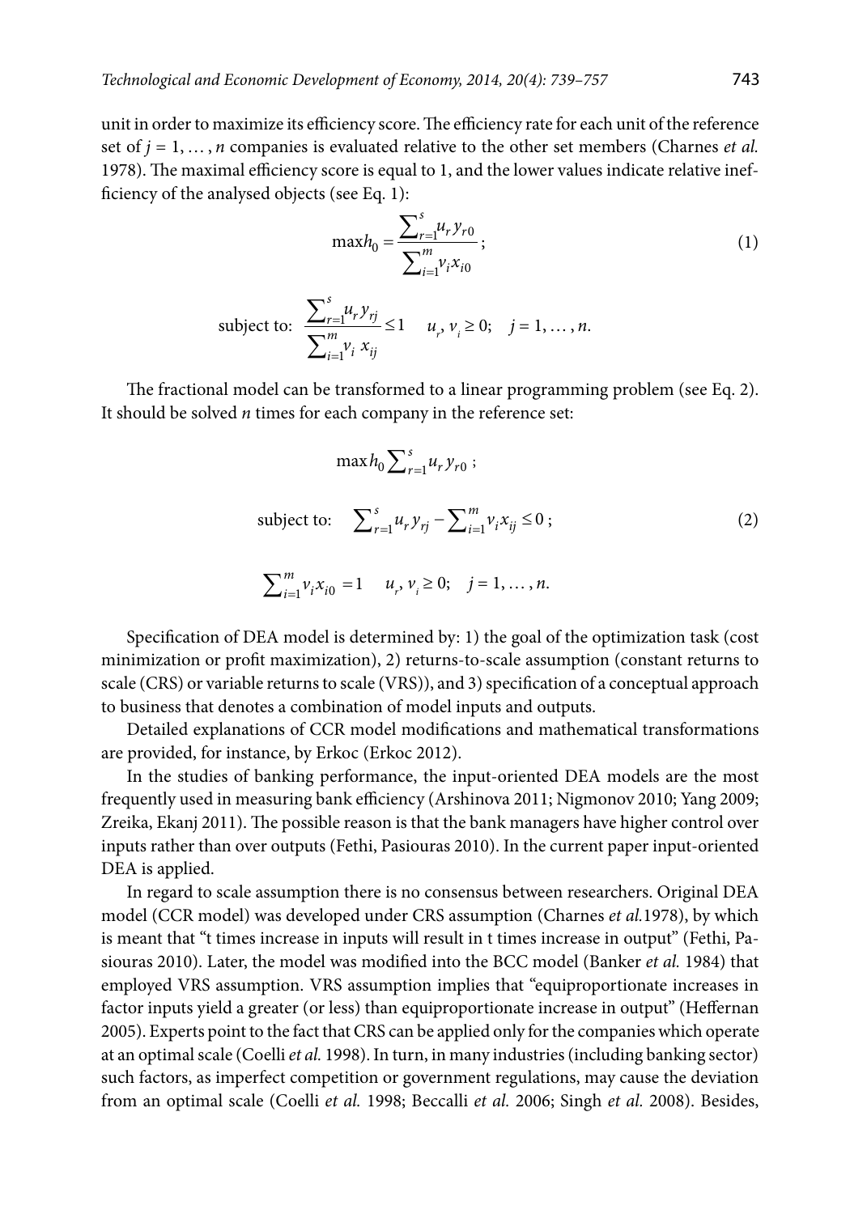unit in order to maximize its efficiency score. The efficiency rate for each unit of the reference set of $j = 1, \ldots, n$ companies is evaluated relative to the other set members (Charnes *et al.* 1978). The maximal efficiency score is equal to 1, and the lower values indicate relative inefficiency of the analysed objects (see Eq. 1):

$$\max h_0 = \frac{\sum_{r=1}^{s} u_r y_{r0}}{\sum_{i=1}^{m} v_i x_{i0}}; \tag{1}$$

$$\text{subject to: } \frac{\sum_{r=1}^{s} u_r y_{rj}}{\sum_{i=1}^{m} v_i \, x_{ij}} \leq 1 \quad u_r, v_i \geq 0; \quad j = 1, \ldots, n.$$

The fractional model can be transformed to a linear programming problem (see Eq. 2). It should be solved $n$ times for each company in the reference set:

$$\max h_0 \sum_{r=1}^{s} u_r y_{r0};$$

$$\text{subject to: } \quad \sum_{r=1}^{s} u_r y_{rj} - \sum_{i=1}^{m} v_i x_{ij} \leq 0; \tag{2}$$

$$\sum_{i=1}^{m} v_i x_{i0} = 1 \quad u_r, v_i \geq 0; \quad j = 1, \ldots, n.$$

Specification of DEA model is determined by: 1) the goal of the optimization task (cost minimization or profit maximization), 2) returns-to-scale assumption (constant returns to scale (CRS) or variable returns to scale (VRS)), and 3) specification of a conceptual approach to business that denotes a combination of model inputs and outputs.

Detailed explanations of CCR model modifications and mathematical transformations are provided, for instance, by Erkoc (Erkoc 2012).

In the studies of banking performance, the input-oriented DEA models are the most frequently used in measuring bank efficiency (Arshinova 2011; Nigmonov 2010; Yang 2009; Zreika, Ekanj 2011). The possible reason is that the bank managers have higher control over inputs rather than over outputs (Fethi, Pasiouras 2010). In the current paper input-oriented DEA is applied.

In regard to scale assumption there is no consensus between researchers. Original DEA model (CCR model) was developed under CRS assumption (Charnes *et al.*1978), by which is meant that "t times increase in inputs will result in t times increase in output" (Fethi, Pasiouras 2010). Later, the model was modified into the BCC model (Banker *et al.* 1984) that employed VRS assumption. VRS assumption implies that "equiproportionate increases in factor inputs yield a greater (or less) than equiproportionate increase in output" (Heffernan 2005). Experts point to the fact that CRS can be applied only for the companies which operate at an optimal scale (Coelli *et al.* 1998). In turn, in many industries (including banking sector) such factors, as imperfect competition or government regulations, may cause the deviation from an optimal scale (Coelli *et al.* 1998; Beccalli *et al.* 2006; Singh *et al.* 2008). Besides,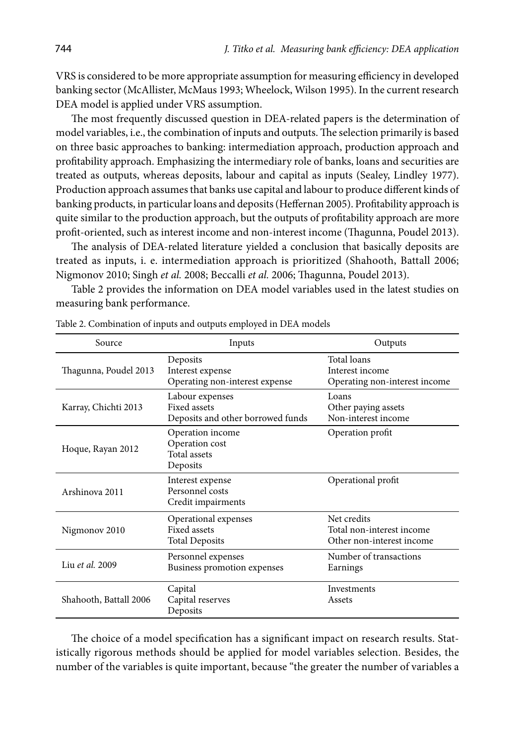VRS is considered to be more appropriate assumption for measuring efficiency in developed banking sector (McAllister, McMaus 1993; Wheelock, Wilson 1995). In the current research DEA model is applied under VRS assumption.

The most frequently discussed question in DEA-related papers is the determination of model variables, i.e., the combination of inputs and outputs. The selection primarily is based on three basic approaches to banking: intermediation approach, production approach and profitability approach. Emphasizing the intermediary role of banks, loans and securities are treated as outputs, whereas deposits, labour and capital as inputs (Sealey, Lindley 1977). Production approach assumes that banks use capital and labour to produce different kinds of banking products, in particular loans and deposits (Heffernan 2005). Profitability approach is quite similar to the production approach, but the outputs of profitability approach are more profit-oriented, such as interest income and non-interest income (Thagunna, Poudel 2013).

The analysis of DEA-related literature yielded a conclusion that basically deposits are treated as inputs, i. e. intermediation approach is prioritized (Shahooth, Battall 2006; Nigmonov 2010; Singh *et al.* 2008; Beccalli *et al.* 2006; Thagunna, Poudel 2013).

Table 2 provides the information on DEA model variables used in the latest studies on measuring bank performance.

Table 2. Combination of inputs and outputs employed in DEA models

| Source | Inputs | Outputs |
|---|---|---|
| Thagunna, Poudel 2013 | Deposits<br>Interest expense<br>Operating non-interest expense | Total loans<br>Interest income<br>Operating non-interest income |
| Karray, Chichti 2013 | Labour expenses<br>Fixed assets<br>Deposits and other borrowed funds | Loans<br>Other paying assets<br>Non-interest income |
| Hoque, Rayan 2012 | Operation income<br>Operation cost<br>Total assets<br>Deposits | Operation profit |
| Arshinova 2011 | Interest expense<br>Personnel costs<br>Credit impairments | Operational profit |
| Nigmonov 2010 | Operational expenses<br>Fixed assets<br>Total Deposits | Net credits<br>Total non-interest income<br>Other non-interest income |
| Liu *et al.* 2009 | Personnel expenses<br>Business promotion expenses | Number of transactions<br>Earnings |
| Shahooth, Battall 2006 | Capital<br>Capital reserves<br>Deposits | Investments<br>Assets |

The choice of a model specification has a significant impact on research results. Statistically rigorous methods should be applied for model variables selection. Besides, the number of the variables is quite important, because "the greater the number of variables a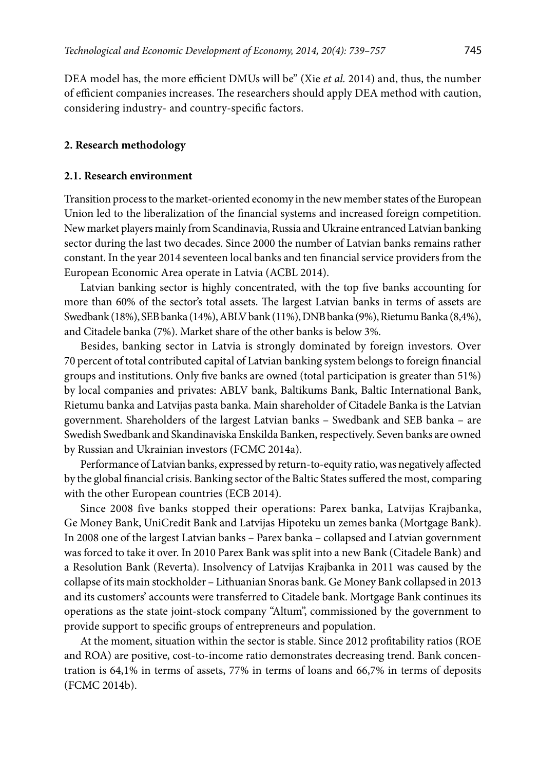DEA model has, the more efficient DMUs will be" (Xie *et al.* 2014) and, thus, the number of efficient companies increases. The researchers should apply DEA method with caution, considering industry- and country-specific factors.

## 2. Research methodology

### 2.1. Research environment

Transition process to the market-oriented economy in the new member states of the European Union led to the liberalization of the financial systems and increased foreign competition. New market players mainly from Scandinavia, Russia and Ukraine entranced Latvian banking sector during the last two decades. Since 2000 the number of Latvian banks remains rather constant. In the year 2014 seventeen local banks and ten financial service providers from the European Economic Area operate in Latvia (ACBL 2014).

Latvian banking sector is highly concentrated, with the top five banks accounting for more than 60% of the sector's total assets. The largest Latvian banks in terms of assets are Swedbank (18%), SEB banka (14%), ABLV bank (11%), DNB banka (9%), Rietumu Banka (8,4%), and Citadele banka (7%). Market share of the other banks is below 3%.

Besides, banking sector in Latvia is strongly dominated by foreign investors. Over 70 percent of total contributed capital of Latvian banking system belongs to foreign financial groups and institutions. Only five banks are owned (total participation is greater than 51%) by local companies and privates: ABLV bank, Baltikums Bank, Baltic International Bank, Rietumu banka and Latvijas pasta banka. Main shareholder of Citadele Banka is the Latvian government. Shareholders of the largest Latvian banks – Swedbank and SEB banka – are Swedish Swedbank and Skandinaviska Enskilda Banken, respectively. Seven banks are owned by Russian and Ukrainian investors (FCMC 2014a).

Performance of Latvian banks, expressed by return-to-equity ratio, was negatively affected by the global financial crisis. Banking sector of the Baltic States suffered the most, comparing with the other European countries (ECB 2014).

Since 2008 five banks stopped their operations: Parex banka, Latvijas Krajbanka, Ge Money Bank, UniCredit Bank and Latvijas Hipoteku un zemes banka (Mortgage Bank). In 2008 one of the largest Latvian banks – Parex banka – collapsed and Latvian government was forced to take it over. In 2010 Parex Bank was split into a new Bank (Citadele Bank) and a Resolution Bank (Reverta). Insolvency of Latvijas Krajbanka in 2011 was caused by the collapse of its main stockholder – Lithuanian Snoras bank. Ge Money Bank collapsed in 2013 and its customers' accounts were transferred to Citadele bank. Mortgage Bank continues its operations as the state joint-stock company "Altum", commissioned by the government to provide support to specific groups of entrepreneurs and population.

At the moment, situation within the sector is stable. Since 2012 profitability ratios (ROE and ROA) are positive, cost-to-income ratio demonstrates decreasing trend. Bank concentration is 64,1% in terms of assets, 77% in terms of loans and 66,7% in terms of deposits (FCMC 2014b).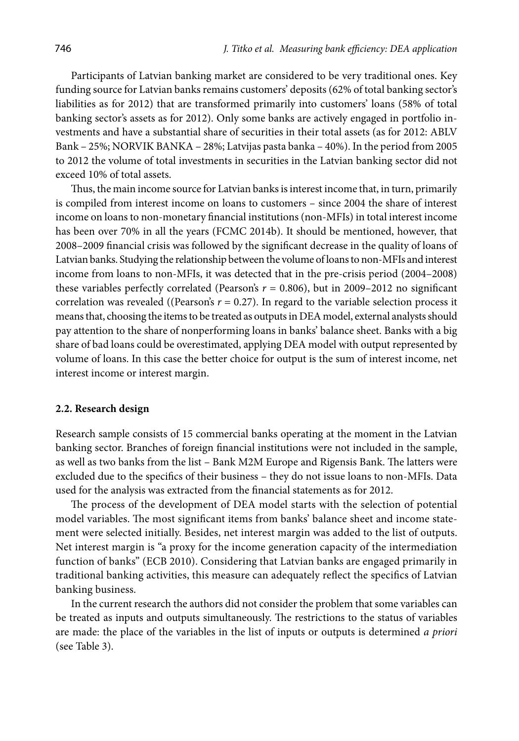Participants of Latvian banking market are considered to be very traditional ones. Key funding source for Latvian banks remains customers' deposits (62% of total banking sector's liabilities as for 2012) that are transformed primarily into customers' loans (58% of total banking sector's assets as for 2012). Only some banks are actively engaged in portfolio investments and have a substantial share of securities in their total assets (as for 2012: ABLV Bank – 25%; NORVIK BANKA – 28%; Latvijas pasta banka – 40%). In the period from 2005 to 2012 the volume of total investments in securities in the Latvian banking sector did not exceed 10% of total assets.

Thus, the main income source for Latvian banks is interest income that, in turn, primarily is compiled from interest income on loans to customers – since 2004 the share of interest income on loans to non-monetary financial institutions (non-MFIs) in total interest income has been over 70% in all the years (FCMC 2014b). It should be mentioned, however, that 2008–2009 financial crisis was followed by the significant decrease in the quality of loans of Latvian banks. Studying the relationship between the volume of loans to non-MFIs and interest income from loans to non-MFIs, it was detected that in the pre-crisis period (2004–2008) these variables perfectly correlated (Pearson's $r = 0.806$), but in 2009–2012 no significant correlation was revealed ((Pearson's $r = 0.27$). In regard to the variable selection process it means that, choosing the items to be treated as outputs in DEA model, external analysts should pay attention to the share of nonperforming loans in banks' balance sheet. Banks with a big share of bad loans could be overestimated, applying DEA model with output represented by volume of loans. In this case the better choice for output is the sum of interest income, net interest income or interest margin.

### 2.2. Research design

Research sample consists of 15 commercial banks operating at the moment in the Latvian banking sector. Branches of foreign financial institutions were not included in the sample, as well as two banks from the list – Bank M2M Europe and Rigensis Bank. The latters were excluded due to the specifics of their business – they do not issue loans to non-MFIs. Data used for the analysis was extracted from the financial statements as for 2012.

The process of the development of DEA model starts with the selection of potential model variables. The most significant items from banks' balance sheet and income statement were selected initially. Besides, net interest margin was added to the list of outputs. Net interest margin is "a proxy for the income generation capacity of the intermediation function of banks" (ECB 2010). Considering that Latvian banks are engaged primarily in traditional banking activities, this measure can adequately reflect the specifics of Latvian banking business.

In the current research the authors did not consider the problem that some variables can be treated as inputs and outputs simultaneously. The restrictions to the status of variables are made: the place of the variables in the list of inputs or outputs is determined *a priori* (see Table 3).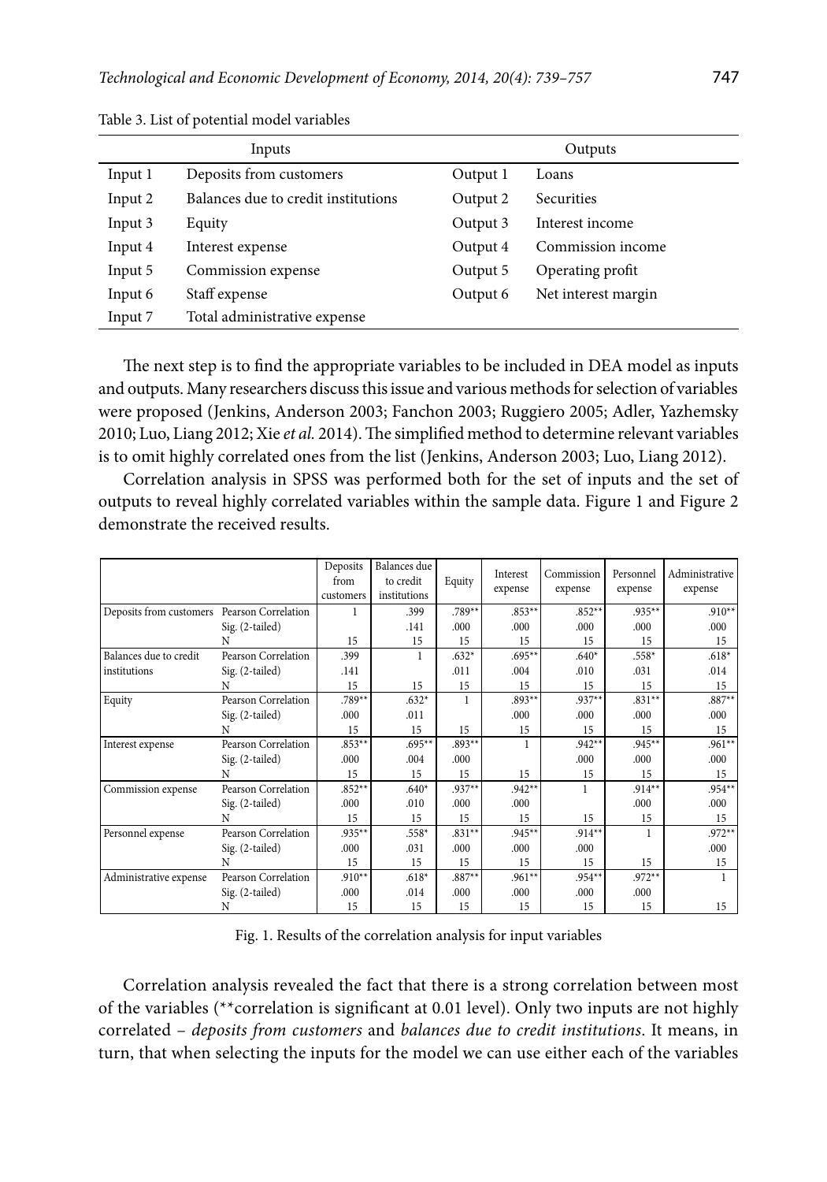Table 3. List of potential model variables

| Inputs | | Outputs | |
|---|---|---|---|
| Input 1 | Deposits from customers | Output 1 | Loans |
| Input 2 | Balances due to credit institutions | Output 2 | Securities |
| Input 3 | Equity | Output 3 | Interest income |
| Input 4 | Interest expense | Output 4 | Commission income |
| Input 5 | Commission expense | Output 5 | Operating profit |
| Input 6 | Staff expense | Output 6 | Net interest margin |
| Input 7 | Total administrative expense | | |

The next step is to find the appropriate variables to be included in DEA model as inputs and outputs. Many researchers discuss this issue and various methods for selection of variables were proposed (Jenkins, Anderson 2003; Fanchon 2003; Ruggiero 2005; Adler, Yazhemsky 2010; Luo, Liang 2012; Xie *et al.* 2014). The simplified method to determine relevant variables is to omit highly correlated ones from the list (Jenkins, Anderson 2003; Luo, Liang 2012).

Correlation analysis in SPSS was performed both for the set of inputs and the set of outputs to reveal highly correlated variables within the sample data. Figure 1 and Figure 2 demonstrate the received results.

| | | Deposits from customers | Balances due to credit institutions | Equity | Interest expense | Commission expense | Personnel expense | Administrative expense |
|---|---|---|---|---|---|---|---|---|
| Deposits from customers | Pearson Correlation | 1 | .399 | .789** | .853** | .852** | .935** | .910** |
| | Sig. (2-tailed) | | .141 | .000 | .000 | .000 | .000 | .000 |
| | N | 15 | 15 | 15 | 15 | 15 | 15 | 15 |
| Balances due to credit institutions | Pearson Correlation | .399 | 1 | .632* | .695** | .640* | .558* | .618* |
| | Sig. (2-tailed) | .141 | | .011 | .004 | .010 | .031 | .014 |
| | N | 15 | 15 | 15 | 15 | 15 | 15 | 15 |
| Equity | Pearson Correlation | .789** | .632* | 1 | .893** | .937** | .831** | .887** |
| | Sig. (2-tailed) | .000 | .011 | | .000 | .000 | .000 | .000 |
| | N | 15 | 15 | 15 | 15 | 15 | 15 | 15 |
| Interest expense | Pearson Correlation | .853** | .695** | .893** | 1 | .942** | .945** | .961** |
| | Sig. (2-tailed) | .000 | .004 | .000 | | .000 | .000 | .000 |
| | N | 15 | 15 | 15 | 15 | 15 | 15 | 15 |
| Commission expense | Pearson Correlation | .852** | .640* | .937** | .942** | 1 | .914** | .954** |
| | Sig. (2-tailed) | .000 | .010 | .000 | .000 | | .000 | .000 |
| | N | 15 | 15 | 15 | 15 | 15 | 15 | 15 |
| Personnel expense | Pearson Correlation | .935** | .558* | .831** | .945** | .914** | 1 | .972** |
| | Sig. (2-tailed) | .000 | .031 | .000 | .000 | .000 | | .000 |
| | N | 15 | 15 | 15 | 15 | 15 | 15 | 15 |
| Administrative expense | Pearson Correlation | .910** | .618* | .887** | .961** | .954** | .972** | 1 |
| | Sig. (2-tailed) | .000 | .014 | .000 | .000 | .000 | .000 | |
| | N | 15 | 15 | 15 | 15 | 15 | 15 | 15 |

Fig. 1. Results of the correlation analysis for input variables

Correlation analysis revealed the fact that there is a strong correlation between most of the variables (**correlation is significant at 0.01 level). Only two inputs are not highly correlated – *deposits from customers* and *balances due to credit institutions*. It means, in turn, that when selecting the inputs for the model we can use either each of the variables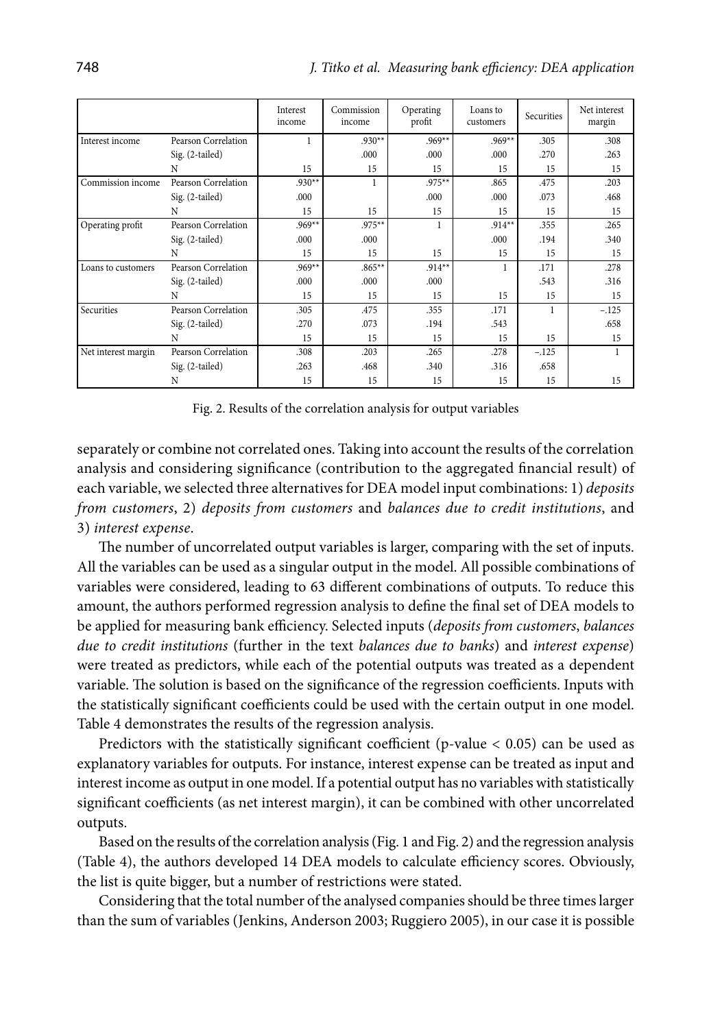| | | Interest income | Commission income | Operating profit | Loans to customers | Securities | Net interest margin |
|---|---|---|---|---|---|---|---|
| Interest income | Pearson Correlation | 1 | .930** | .969** | .969** | .305 | .308 |
| | Sig. (2-tailed) | | .000 | .000 | .000 | .270 | .263 |
| | N | 15 | 15 | 15 | 15 | 15 | 15 |
| Commission income | Pearson Correlation | .930** | 1 | .975** | .865 | .475 | .203 |
| | Sig. (2-tailed) | .000 | | .000 | .000 | .073 | .468 |
| | N | 15 | 15 | 15 | 15 | 15 | 15 |
| Operating profit | Pearson Correlation | .969** | .975** | 1 | .914** | .355 | .265 |
| | Sig. (2-tailed) | .000 | .000 | | .000 | .194 | .340 |
| | N | 15 | 15 | 15 | 15 | 15 | 15 |
| Loans to customers | Pearson Correlation | .969** | .865** | .914** | 1 | .171 | .278 |
| | Sig. (2-tailed) | .000 | .000 | .000 | | .543 | .316 |
| | N | 15 | 15 | 15 | 15 | 15 | 15 |
| Securities | Pearson Correlation | .305 | .475 | .355 | .171 | 1 | –.125 |
| | Sig. (2-tailed) | .270 | .073 | .194 | .543 | | .658 |
| | N | 15 | 15 | 15 | 15 | 15 | 15 |
| Net interest margin | Pearson Correlation | .308 | .203 | .265 | .278 | –.125 | 1 |
| | Sig. (2-tailed) | .263 | .468 | .340 | .316 | .658 | |
| | N | 15 | 15 | 15 | 15 | 15 | 15 |

Fig. 2. Results of the correlation analysis for output variables

separately or combine not correlated ones. Taking into account the results of the correlation analysis and considering significance (contribution to the aggregated financial result) of each variable, we selected three alternatives for DEA model input combinations: 1) *deposits from customers*, 2) *deposits from customers* and *balances due to credit institutions*, and 3) *interest expense*.

The number of uncorrelated output variables is larger, comparing with the set of inputs. All the variables can be used as a singular output in the model. All possible combinations of variables were considered, leading to 63 different combinations of outputs. To reduce this amount, the authors performed regression analysis to define the final set of DEA models to be applied for measuring bank efficiency. Selected inputs (*deposits from customers*, *balances due to credit institutions* (further in the text *balances due to banks*) and *interest expense*) were treated as predictors, while each of the potential outputs was treated as a dependent variable. The solution is based on the significance of the regression coefficients. Inputs with the statistically significant coefficients could be used with the certain output in one model. Table 4 demonstrates the results of the regression analysis.

Predictors with the statistically significant coefficient (p-value $< 0.05$) can be used as explanatory variables for outputs. For instance, interest expense can be treated as input and interest income as output in one model. If a potential output has no variables with statistically significant coefficients (as net interest margin), it can be combined with other uncorrelated outputs.

Based on the results of the correlation analysis (Fig. 1 and Fig. 2) and the regression analysis (Table 4), the authors developed 14 DEA models to calculate efficiency scores. Obviously, the list is quite bigger, but a number of restrictions were stated.

Considering that the total number of the analysed companies should be three times larger than the sum of variables (Jenkins, Anderson 2003; Ruggiero 2005), in our case it is possible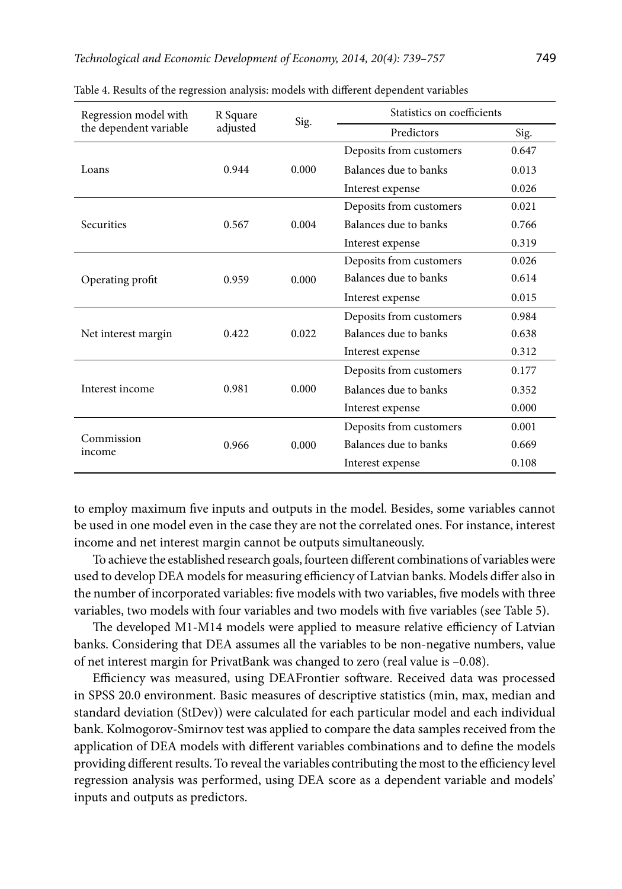Table 4. Results of the regression analysis: models with different dependent variables

| Regression model with the dependent variable | R Square adjusted | Sig. | Statistics on coefficients | |
|---|---|---|---|---|
| | | | Predictors | Sig. |
| Loans | 0.944 | 0.000 | Deposits from customers | 0.647 |
| | | | Balances due to banks | 0.013 |
| | | | Interest expense | 0.026 |
| Securities | 0.567 | 0.004 | Deposits from customers | 0.021 |
| | | | Balances due to banks | 0.766 |
| | | | Interest expense | 0.319 |
| Operating profit | 0.959 | 0.000 | Deposits from customers | 0.026 |
| | | | Balances due to banks | 0.614 |
| | | | Interest expense | 0.015 |
| Net interest margin | 0.422 | 0.022 | Deposits from customers | 0.984 |
| | | | Balances due to banks | 0.638 |
| | | | Interest expense | 0.312 |
| Interest income | 0.981 | 0.000 | Deposits from customers | 0.177 |
| | | | Balances due to banks | 0.352 |
| | | | Interest expense | 0.000 |
| Commission income | 0.966 | 0.000 | Deposits from customers | 0.001 |
| | | | Balances due to banks | 0.669 |
| | | | Interest expense | 0.108 |

to employ maximum five inputs and outputs in the model. Besides, some variables cannot be used in one model even in the case they are not the correlated ones. For instance, interest income and net interest margin cannot be outputs simultaneously.

To achieve the established research goals, fourteen different combinations of variables were used to develop DEA models for measuring efficiency of Latvian banks. Models differ also in the number of incorporated variables: five models with two variables, five models with three variables, two models with four variables and two models with five variables (see Table 5).

The developed M1-M14 models were applied to measure relative efficiency of Latvian banks. Considering that DEA assumes all the variables to be non-negative numbers, value of net interest margin for PrivatBank was changed to zero (real value is –0.08).

Efficiency was measured, using DEAFrontier software. Received data was processed in SPSS 20.0 environment. Basic measures of descriptive statistics (min, max, median and standard deviation (StDev)) were calculated for each particular model and each individual bank. Kolmogorov-Smirnov test was applied to compare the data samples received from the application of DEA models with different variables combinations and to define the models providing different results. To reveal the variables contributing the most to the efficiency level regression analysis was performed, using DEA score as a dependent variable and models' inputs and outputs as predictors.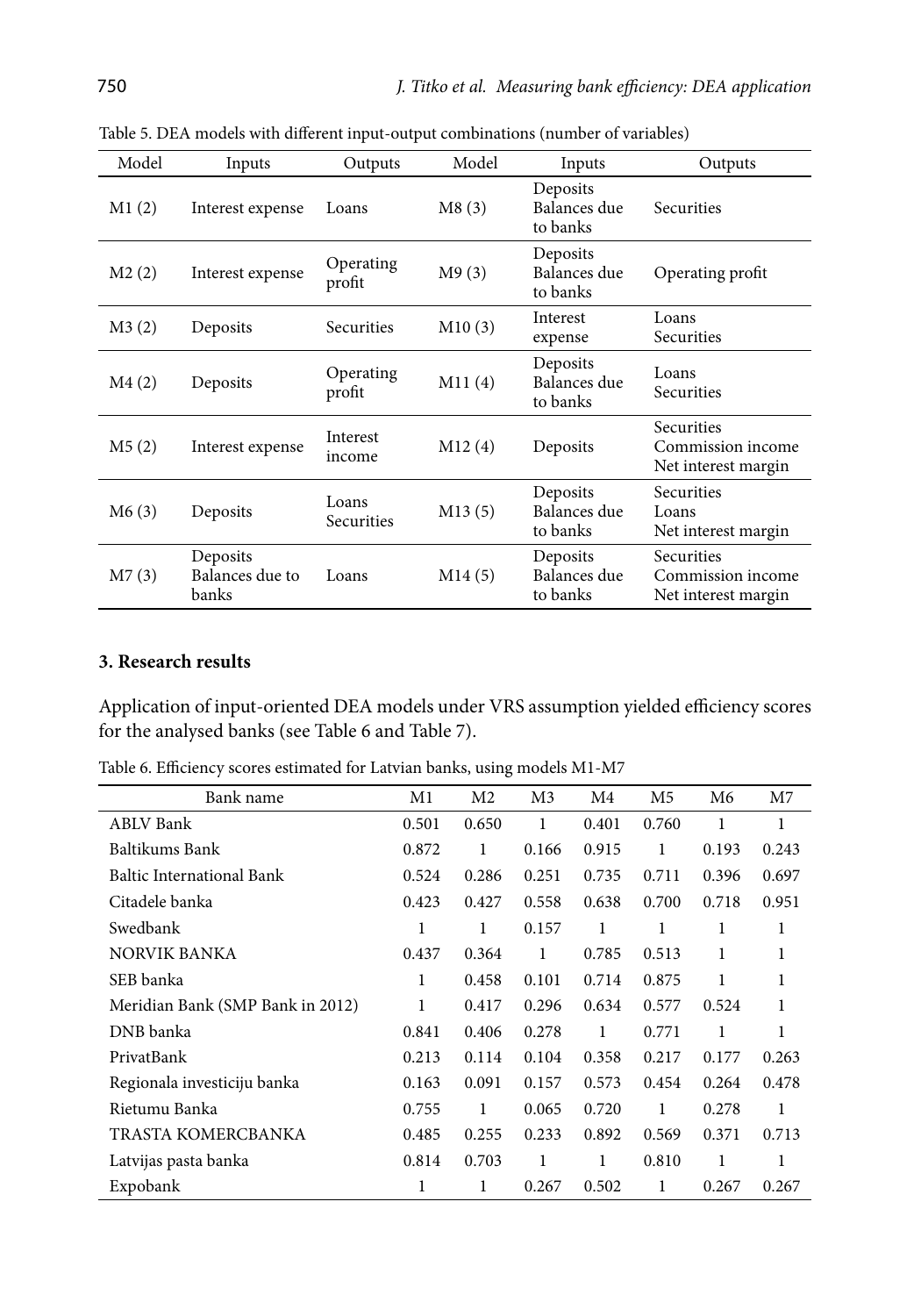Table 5. DEA models with different input-output combinations (number of variables)

| Model | Inputs | Outputs | Model | Inputs | Outputs |
|---|---|---|---|---|---|
| M1 (2) | Interest expense | Loans | M8 (3) | Deposits<br>Balances due to banks | Securities |
| M2 (2) | Interest expense | Operating profit | M9 (3) | Deposits<br>Balances due to banks | Operating profit |
| M3 (2) | Deposits | Securities | M10 (3) | Interest expense | Loans<br>Securities |
| M4 (2) | Deposits | Operating profit | M11 (4) | Deposits<br>Balances due to banks | Loans<br>Securities |
| M5 (2) | Interest expense | Interest income | M12 (4) | Deposits | Securities<br>Commission income<br>Net interest margin |
| M6 (3) | Deposits | Loans<br>Securities | M13 (5) | Deposits<br>Balances due to banks | Securities<br>Loans<br>Net interest margin |
| M7 (3) | Deposits<br>Balances due to banks | Loans | M14 (5) | Deposits<br>Balances due to banks | Securities<br>Commission income<br>Net interest margin |

## 3. Research results

Application of input-oriented DEA models under VRS assumption yielded efficiency scores for the analysed banks (see Table 6 and Table 7).

Table 6. Efficiency scores estimated for Latvian banks, using models M1-M7

| Bank name | M1 | M2 | M3 | M4 | M5 | M6 | M7 |
|---|---|---|---|---|---|---|---|
| ABLV Bank | 0.501 | 0.650 | 1 | 0.401 | 0.760 | 1 | 1 |
| Baltikums Bank | 0.872 | 1 | 0.166 | 0.915 | 1 | 0.193 | 0.243 |
| Baltic International Bank | 0.524 | 0.286 | 0.251 | 0.735 | 0.711 | 0.396 | 0.697 |
| Citadele banka | 0.423 | 0.427 | 0.558 | 0.638 | 0.700 | 0.718 | 0.951 |
| Swedbank | 1 | 1 | 0.157 | 1 | 1 | 1 | 1 |
| NORVIK BANKA | 0.437 | 0.364 | 1 | 0.785 | 0.513 | 1 | 1 |
| SEB banka | 1 | 0.458 | 0.101 | 0.714 | 0.875 | 1 | 1 |
| Meridian Bank (SMP Bank in 2012) | 1 | 0.417 | 0.296 | 0.634 | 0.577 | 0.524 | 1 |
| DNB banka | 0.841 | 0.406 | 0.278 | 1 | 0.771 | 1 | 1 |
| PrivatBank | 0.213 | 0.114 | 0.104 | 0.358 | 0.217 | 0.177 | 0.263 |
| Regionala investiciju banka | 0.163 | 0.091 | 0.157 | 0.573 | 0.454 | 0.264 | 0.478 |
| Rietumu Banka | 0.755 | 1 | 0.065 | 0.720 | 1 | 0.278 | 1 |
| TRASTA KOMERCBANKA | 0.485 | 0.255 | 0.233 | 0.892 | 0.569 | 0.371 | 0.713 |
| Latvijas pasta banka | 0.814 | 0.703 | 1 | 1 | 0.810 | 1 | 1 |
| Expobank | 1 | 1 | 0.267 | 0.502 | 1 | 0.267 | 0.267 |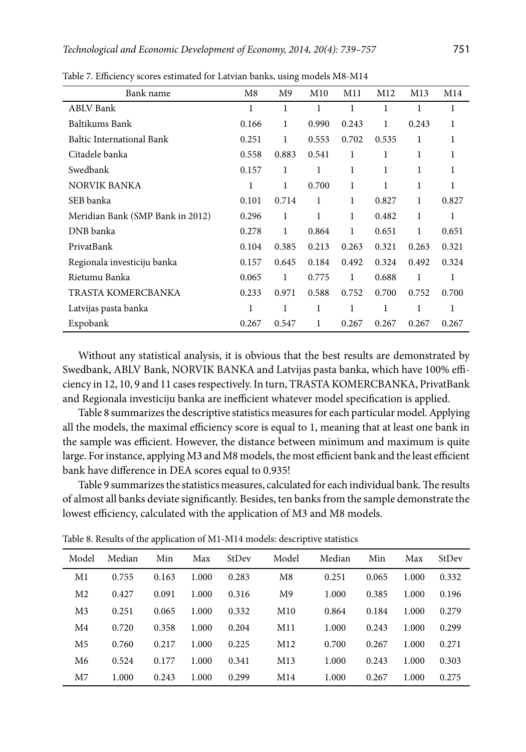Table 7. Efficiency scores estimated for Latvian banks, using models M8-M14

| Bank name | M8 | M9 | M10 | M11 | M12 | M13 | M14 |
|---|---|---|---|---|---|---|---|
| ABLV Bank | 1 | 1 | 1 | 1 | 1 | 1 | 1 |
| Baltikums Bank | 0.166 | 1 | 0.990 | 0.243 | 1 | 0.243 | 1 |
| Baltic International Bank | 0.251 | 1 | 0.553 | 0.702 | 0.535 | 1 | 1 |
| Citadele banka | 0.558 | 0.883 | 0.541 | 1 | 1 | 1 | 1 |
| Swedbank | 0.157 | 1 | 1 | 1 | 1 | 1 | 1 |
| NORVIK BANKA | 1 | 1 | 0.700 | 1 | 1 | 1 | 1 |
| SEB banka | 0.101 | 0.714 | 1 | 1 | 0.827 | 1 | 0.827 |
| Meridian Bank (SMP Bank in 2012) | 0.296 | 1 | 1 | 1 | 0.482 | 1 | 1 |
| DNB banka | 0.278 | 1 | 0.864 | 1 | 0.651 | 1 | 0.651 |
| PrivatBank | 0.104 | 0.385 | 0.213 | 0.263 | 0.321 | 0.263 | 0.321 |
| Regionala investiciju banka | 0.157 | 0.645 | 0.184 | 0.492 | 0.324 | 0.492 | 0.324 |
| Rietumu Banka | 0.065 | 1 | 0.775 | 1 | 0.688 | 1 | 1 |
| TRASTA KOMERCBANKA | 0.233 | 0.971 | 0.588 | 0.752 | 0.700 | 0.752 | 0.700 |
| Latvijas pasta banka | 1 | 1 | 1 | 1 | 1 | 1 | 1 |
| Expobank | 0.267 | 0.547 | 1 | 0.267 | 0.267 | 0.267 | 0.267 |

Without any statistical analysis, it is obvious that the best results are demonstrated by Swedbank, ABLV Bank, NORVIK BANKA and Latvijas pasta banka, which have 100% efficiency in 12, 10, 9 and 11 cases respectively. In turn, TRASTA KOMERCBANKA, PrivatBank and Regionala investiciju banka are inefficient whatever model specification is applied.

Table 8 summarizes the descriptive statistics measures for each particular model. Applying all the models, the maximal efficiency score is equal to 1, meaning that at least one bank in the sample was efficient. However, the distance between minimum and maximum is quite large. For instance, applying M3 and M8 models, the most efficient bank and the least efficient bank have difference in DEA scores equal to 0.935!

Table 9 summarizes the statistics measures, calculated for each individual bank. The results of almost all banks deviate significantly. Besides, ten banks from the sample demonstrate the lowest efficiency, calculated with the application of M3 and M8 models.

Table 8. Results of the application of M1-M14 models: descriptive statistics

| Model | Median | Min | Max | StDev | Model | Median | Min | Max | StDev |
|---|---|---|---|---|---|---|---|---|---|
| M1 | 0.755 | 0.163 | 1.000 | 0.283 | M8 | 0.251 | 0.065 | 1.000 | 0.332 |
| M2 | 0.427 | 0.091 | 1.000 | 0.316 | M9 | 1.000 | 0.385 | 1.000 | 0.196 |
| M3 | 0.251 | 0.065 | 1.000 | 0.332 | M10 | 0.864 | 0.184 | 1.000 | 0.279 |
| M4 | 0.720 | 0.358 | 1.000 | 0.204 | M11 | 1.000 | 0.243 | 1.000 | 0.299 |
| M5 | 0.760 | 0.217 | 1.000 | 0.225 | M12 | 0.700 | 0.267 | 1.000 | 0.271 |
| M6 | 0.524 | 0.177 | 1.000 | 0.341 | M13 | 1.000 | 0.243 | 1.000 | 0.303 |
| M7 | 1.000 | 0.243 | 1.000 | 0.299 | M14 | 1.000 | 0.267 | 1.000 | 0.275 |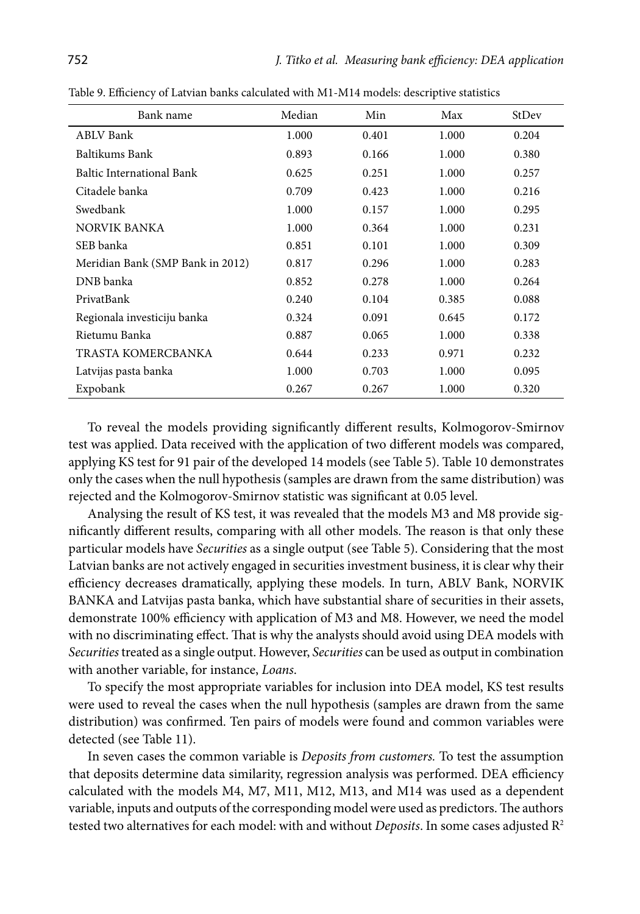Table 9. Efficiency of Latvian banks calculated with M1-M14 models: descriptive statistics

| Bank name | Median | Min | Max | StDev |
|---|---|---|---|---|
| ABLV Bank | 1.000 | 0.401 | 1.000 | 0.204 |
| Baltikums Bank | 0.893 | 0.166 | 1.000 | 0.380 |
| Baltic International Bank | 0.625 | 0.251 | 1.000 | 0.257 |
| Citadele banka | 0.709 | 0.423 | 1.000 | 0.216 |
| Swedbank | 1.000 | 0.157 | 1.000 | 0.295 |
| NORVIK BANKA | 1.000 | 0.364 | 1.000 | 0.231 |
| SEB banka | 0.851 | 0.101 | 1.000 | 0.309 |
| Meridian Bank (SMP Bank in 2012) | 0.817 | 0.296 | 1.000 | 0.283 |
| DNB banka | 0.852 | 0.278 | 1.000 | 0.264 |
| PrivatBank | 0.240 | 0.104 | 0.385 | 0.088 |
| Regionala investiciju banka | 0.324 | 0.091 | 0.645 | 0.172 |
| Rietumu Banka | 0.887 | 0.065 | 1.000 | 0.338 |
| TRASTA KOMERCBANKA | 0.644 | 0.233 | 0.971 | 0.232 |
| Latvijas pasta banka | 1.000 | 0.703 | 1.000 | 0.095 |
| Expobank | 0.267 | 0.267 | 1.000 | 0.320 |

To reveal the models providing significantly different results, Kolmogorov-Smirnov test was applied. Data received with the application of two different models was compared, applying KS test for 91 pair of the developed 14 models (see Table 5). Table 10 demonstrates only the cases when the null hypothesis (samples are drawn from the same distribution) was rejected and the Kolmogorov-Smirnov statistic was significant at 0.05 level.

Analysing the result of KS test, it was revealed that the models M3 and M8 provide significantly different results, comparing with all other models. The reason is that only these particular models have *Securities* as a single output (see Table 5). Considering that the most Latvian banks are not actively engaged in securities investment business, it is clear why their efficiency decreases dramatically, applying these models. In turn, ABLV Bank, NORVIK BANKA and Latvijas pasta banka, which have substantial share of securities in their assets, demonstrate 100% efficiency with application of M3 and M8. However, we need the model with no discriminating effect. That is why the analysts should avoid using DEA models with *Securities* treated as a single output. However, *Securities* can be used as output in combination with another variable, for instance, *Loans*.

To specify the most appropriate variables for inclusion into DEA model, KS test results were used to reveal the cases when the null hypothesis (samples are drawn from the same distribution) was confirmed. Ten pairs of models were found and common variables were detected (see Table 11).

In seven cases the common variable is *Deposits from customers.* To test the assumption that deposits determine data similarity, regression analysis was performed. DEA efficiency calculated with the models M4, M7, M11, M12, M13, and M14 was used as a dependent variable, inputs and outputs of the corresponding model were used as predictors. The authors tested two alternatives for each model: with and without *Deposits*. In some cases adjusted $R^2$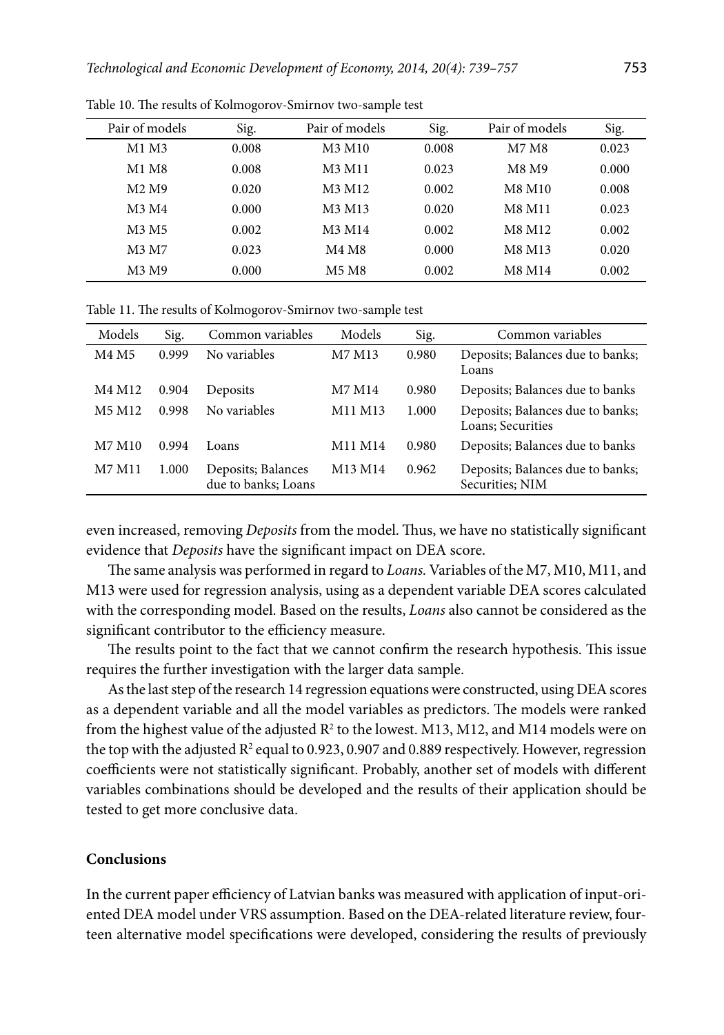Table 10. The results of Kolmogorov-Smirnov two-sample test

| Pair of models | Sig. | Pair of models | Sig. | Pair of models | Sig. |
|---|---|---|---|---|---|
| M1 M3 | 0.008 | M3 M10 | 0.008 | M7 M8 | 0.023 |
| M1 M8 | 0.008 | M3 M11 | 0.023 | M8 M9 | 0.000 |
| M2 M9 | 0.020 | M3 M12 | 0.002 | M8 M10 | 0.008 |
| M3 M4 | 0.000 | M3 M13 | 0.020 | M8 M11 | 0.023 |
| M3 M5 | 0.002 | M3 M14 | 0.002 | M8 M12 | 0.002 |
| M3 M7 | 0.023 | M4 M8 | 0.000 | M8 M13 | 0.020 |
| M3 M9 | 0.000 | M5 M8 | 0.002 | M8 M14 | 0.002 |

Table 11. The results of Kolmogorov-Smirnov two-sample test

| Models | Sig. | Common variables | Models | Sig. | Common variables |
|---|---|---|---|---|---|
| M4 M5 | 0.999 | No variables | M7 M13 | 0.980 | Deposits; Balances due to banks; Loans |
| M4 M12 | 0.904 | Deposits | M7 M14 | 0.980 | Deposits; Balances due to banks |
| M5 M12 | 0.998 | No variables | M11 M13 | 1.000 | Deposits; Balances due to banks; Loans; Securities |
| M7 M10 | 0.994 | Loans | M11 M14 | 0.980 | Deposits; Balances due to banks |
| M7 M11 | 1.000 | Deposits; Balances due to banks; Loans | M13 M14 | 0.962 | Deposits; Balances due to banks; Securities; NIM |

even increased, removing *Deposits* from the model. Thus, we have no statistically significant evidence that *Deposits* have the significant impact on DEA score.

The same analysis was performed in regard to *Loans.* Variables of the M7, M10, M11, and M13 were used for regression analysis, using as a dependent variable DEA scores calculated with the corresponding model. Based on the results, *Loans* also cannot be considered as the significant contributor to the efficiency measure.

The results point to the fact that we cannot confirm the research hypothesis. This issue requires the further investigation with the larger data sample.

As the last step of the research 14 regression equations were constructed, using DEA scores as a dependent variable and all the model variables as predictors. The models were ranked from the highest value of the adjusted $R^2$ to the lowest. M13, M12, and M14 models were on the top with the adjusted $R^2$ equal to 0.923, 0.907 and 0.889 respectively. However, regression coefficients were not statistically significant. Probably, another set of models with different variables combinations should be developed and the results of their application should be tested to get more conclusive data.

## Conclusions

In the current paper efficiency of Latvian banks was measured with application of input-oriented DEA model under VRS assumption. Based on the DEA-related literature review, fourteen alternative model specifications were developed, considering the results of previously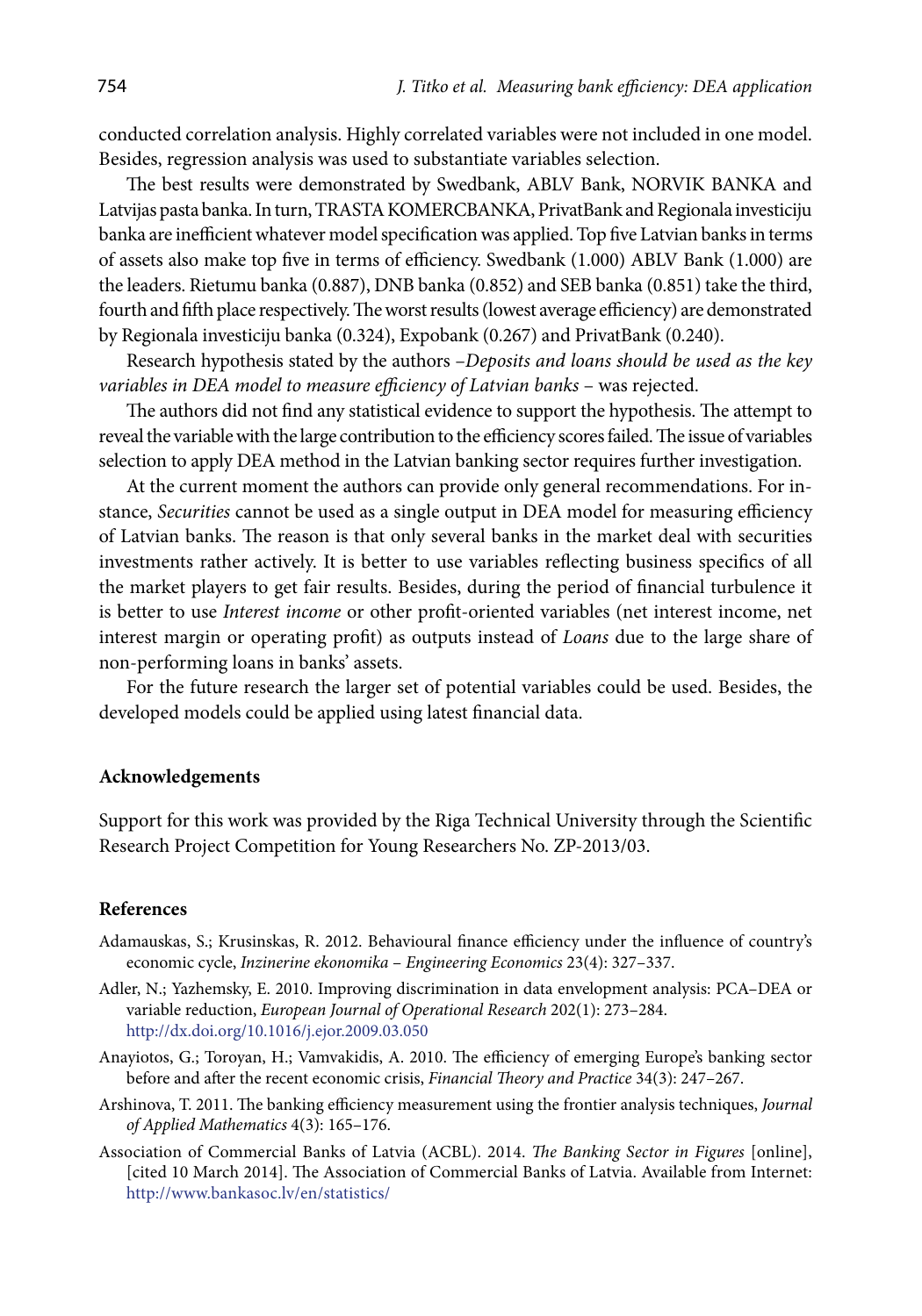conducted correlation analysis. Highly correlated variables were not included in one model. Besides, regression analysis was used to substantiate variables selection.

The best results were demonstrated by Swedbank, ABLV Bank, NORVIK BANKA and Latvijas pasta banka. In turn, TRASTA KOMERCBANKA, PrivatBank and Regionala investiciju banka are inefficient whatever model specification was applied. Top five Latvian banks in terms of assets also make top five in terms of efficiency. Swedbank (1.000) ABLV Bank (1.000) are the leaders. Rietumu banka (0.887), DNB banka (0.852) and SEB banka (0.851) take the third, fourth and fifth place respectively. The worst results (lowest average efficiency) are demonstrated by Regionala investiciju banka (0.324), Expobank (0.267) and PrivatBank (0.240).

Research hypothesis stated by the authors –*Deposits and loans should be used as the key variables in DEA model to measure efficiency of Latvian banks* – was rejected.

The authors did not find any statistical evidence to support the hypothesis. The attempt to reveal the variable with the large contribution to the efficiency scores failed. The issue of variables selection to apply DEA method in the Latvian banking sector requires further investigation.

At the current moment the authors can provide only general recommendations. For instance, *Securities* cannot be used as a single output in DEA model for measuring efficiency of Latvian banks. The reason is that only several banks in the market deal with securities investments rather actively. It is better to use variables reflecting business specifics of all the market players to get fair results. Besides, during the period of financial turbulence it is better to use *Interest income* or other profit-oriented variables (net interest income, net interest margin or operating profit) as outputs instead of *Loans* due to the large share of non-performing loans in banks' assets.

For the future research the larger set of potential variables could be used. Besides, the developed models could be applied using latest financial data.

## Acknowledgements

Support for this work was provided by the Riga Technical University through the Scientific Research Project Competition for Young Researchers No. ZP-2013/03.

## References

Adamauskas, S.; Krusinskas, R. 2012. Behavioural finance efficiency under the influence of country's economic cycle, *Inzinerine ekonomika – Engineering Economics* 23(4): 327–337.

Adler, N.; Yazhemsky, E. 2010. Improving discrimination in data envelopment analysis: PCA–DEA or variable reduction, *European Journal of Operational Research* 202(1): 273–284. http://dx.doi.org/10.1016/j.ejor.2009.03.050

Anayiotos, G.; Toroyan, H.; Vamvakidis, A. 2010. The efficiency of emerging Europe's banking sector before and after the recent economic crisis, *Financial Theory and Practice* 34(3): 247–267.

Arshinova, T. 2011. The banking efficiency measurement using the frontier analysis techniques, *Journal of Applied Mathematics* 4(3): 165–176.

Association of Commercial Banks of Latvia (ACBL). 2014. *The Banking Sector in Figures* [online], [cited 10 March 2014]. The Association of Commercial Banks of Latvia. Available from Internet: http://www.bankasoc.lv/en/statistics/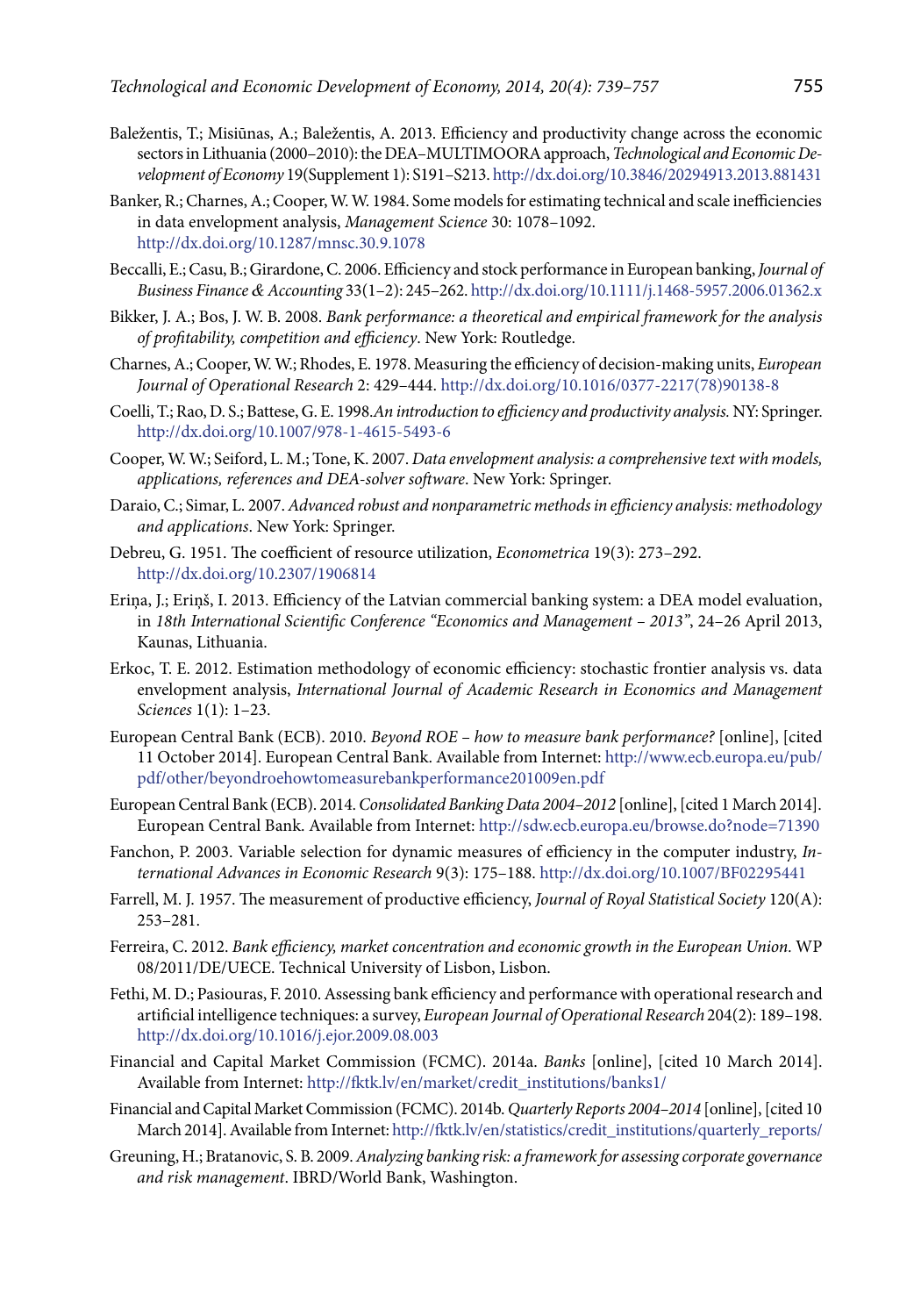Baležentis, T.; Misiūnas, A.; Baležentis, A. 2013. Efficiency and productivity change across the economic sectors in Lithuania (2000–2010): the DEA–MULTIMOORA approach, *Technological and Economic Development of Economy* 19(Supplement 1): S191–S213. http://dx.doi.org/10.3846/20294913.2013.881431

Banker, R.; Charnes, A.; Cooper, W. W. 1984. Some models for estimating technical and scale inefficiencies in data envelopment analysis, *Management Science* 30: 1078–1092. http://dx.doi.org/10.1287/mnsc.30.9.1078

Beccalli, E.; Casu, B.; Girardone, C. 2006. Efficiency and stock performance in European banking, *Journal of Business Finance & Accounting* 33(1–2): 245–262. http://dx.doi.org/10.1111/j.1468-5957.2006.01362.x

Bikker, J. A.; Bos, J. W. B. 2008. *Bank performance: a theoretical and empirical framework for the analysis of profitability, competition and efficiency*. New York: Routledge.

Charnes, A.; Cooper, W. W.; Rhodes, E. 1978. Measuring the efficiency of decision-making units, *European Journal of Operational Research* 2: 429–444. http://dx.doi.org/10.1016/0377-2217(78)90138-8

Coelli, T.; Rao, D. S.; Battese, G. E. 1998.*An introduction to efficiency and productivity analysis.* NY: Springer. http://dx.doi.org/10.1007/978-1-4615-5493-6

Cooper, W. W.; Seiford, L. M.; Tone, K. 2007. *Data envelopment analysis: a comprehensive text with models, applications, references and DEA-solver software*. New York: Springer.

Daraio, C.; Simar, L. 2007. *Advanced robust and nonparametric methods in efficiency analysis: methodology and applications*. New York: Springer.

Debreu, G. 1951. The coefficient of resource utilization, *Econometrica* 19(3): 273–292. http://dx.doi.org/10.2307/1906814

Eriņa, J.; Eriņš, I. 2013. Efficiency of the Latvian commercial banking system: a DEA model evaluation, in *18th International Scientific Conference "Economics and Management – 2013"*, 24–26 April 2013, Kaunas, Lithuania.

Erkoc, T. E. 2012. Estimation methodology of economic efficiency: stochastic frontier analysis vs. data envelopment analysis, *International Journal of Academic Research in Economics and Management Sciences* 1(1): 1–23.

European Central Bank (ECB). 2010. *Beyond ROE – how to measure bank performance?* [online], [cited 11 October 2014]. European Central Bank. Available from Internet: http://www.ecb.europa.eu/pub/pdf/other/beyondroehowtomeasurebankperformance201009en.pdf

European Central Bank (ECB). 2014. *Consolidated Banking Data 2004–2012* [online], [cited 1 March 2014]. European Central Bank. Available from Internet: http://sdw.ecb.europa.eu/browse.do?node=71390

Fanchon, P. 2003. Variable selection for dynamic measures of efficiency in the computer industry, *International Advances in Economic Research* 9(3): 175–188. http://dx.doi.org/10.1007/BF02295441

Farrell, M. J. 1957. The measurement of productive efficiency, *Journal of Royal Statistical Society* 120(A): 253–281.

Ferreira, C. 2012. *Bank efficiency, market concentration and economic growth in the European Union*. WP 08/2011/DE/UECE. Technical University of Lisbon, Lisbon.

Fethi, M. D.; Pasiouras, F. 2010. Assessing bank efficiency and performance with operational research and artificial intelligence techniques: a survey, *European Journal of Operational Research* 204(2): 189–198. http://dx.doi.org/10.1016/j.ejor.2009.08.003

Financial and Capital Market Commission (FCMC). 2014a. *Banks* [online], [cited 10 March 2014]. Available from Internet: http://fktk.lv/en/market/credit_institutions/banks1/

Financial and Capital Market Commission (FCMC). 2014b. *Quarterly Reports 2004–2014* [online], [cited 10 March 2014]. Available from Internet: http://fktk.lv/en/statistics/credit_institutions/quarterly_reports/

Greuning, H.; Bratanovic, S. B. 2009. *Analyzing banking risk: a framework for assessing corporate governance and risk management*. IBRD/World Bank, Washington.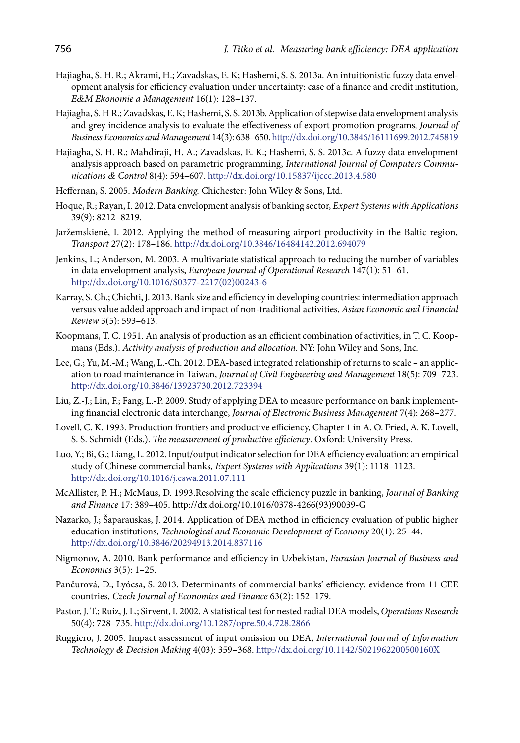Hajiagha, S. H. R.; Akrami, H.; Zavadskas, E. K; Hashemi, S. S. 2013a. An intuitionistic fuzzy data envelopment analysis for efficiency evaluation under uncertainty: case of a finance and credit institution, *E&M Ekonomie a Management* 16(1): 128–137.

Hajiagha, S. H R.; Zavadskas, E. K; Hashemi, S. S. 2013b. Application of stepwise data envelopment analysis and grey incidence analysis to evaluate the effectiveness of export promotion programs, *Journal of Business Economics and Management* 14(3): 638–650. http://dx.doi.org/10.3846/16111699.2012.745819

Hajiagha, S. H. R.; Mahdiraji, H. A.; Zavadskas, E. K.; Hashemi, S. S. 2013c. A fuzzy data envelopment analysis approach based on parametric programming, *International Journal of Computers Communications & Control* 8(4): 594–607. http://dx.doi.org/10.15837/ijccc.2013.4.580

Heffernan, S. 2005. *Modern Banking.* Chichester: John Wiley & Sons, Ltd.

Hoque, R.; Rayan, I. 2012. Data envelopment analysis of banking sector, *Expert Systems with Applications* 39(9): 8212–8219.

Jaržemskienė, I. 2012. Applying the method of measuring airport productivity in the Baltic region, *Transport* 27(2): 178–186. http://dx.doi.org/10.3846/16484142.2012.694079

Jenkins, L.; Anderson, M. 2003. A multivariate statistical approach to reducing the number of variables in data envelopment analysis, *European Journal of Operational Research* 147(1): 51–61. http://dx.doi.org/10.1016/S0377-2217(02)00243-6

Karray, S. Ch.; Chichti, J. 2013. Bank size and efficiency in developing countries: intermediation approach versus value added approach and impact of non-traditional activities, *Asian Economic and Financial Review* 3(5): 593–613.

Koopmans, T. C. 1951. An analysis of production as an efficient combination of activities, in T. C. Koopmans (Eds.). *Activity analysis of production and allocation*. NY: John Wiley and Sons, Inc.

Lee, G.; Yu, M.-M.; Wang, L.-Ch. 2012. DEA-based integrated relationship of returns to scale – an application to road maintenance in Taiwan, *Journal of Civil Engineering and Management* 18(5): 709–723. http://dx.doi.org/10.3846/13923730.2012.723394

Liu, Z.-J.; Lin, F.; Fang, L.-P. 2009. Study of applying DEA to measure performance on bank implementing financial electronic data interchange, *Journal of Electronic Business Management* 7(4): 268–277.

Lovell, C. K. 1993. Production frontiers and productive efficiency, Chapter 1 in A. O. Fried, A. K. Lovell, S. S. Schmidt (Eds.). *The measurement of productive efficiency*. Oxford: University Press.

Luo, Y.; Bi, G.; Liang, L. 2012. Input/output indicator selection for DEA efficiency evaluation: an empirical study of Chinese commercial banks, *Expert Systems with Applications* 39(1): 1118–1123. http://dx.doi.org/10.1016/j.eswa.2011.07.111

McAllister, P. H.; McMaus, D. 1993.Resolving the scale efficiency puzzle in banking, *Journal of Banking and Finance* 17: 389–405. http://dx.doi.org/10.1016/0378-4266(93)90039-G

Nazarko, J.; Šaparauskas, J. 2014. Application of DEA method in efficiency evaluation of public higher education institutions, *Technological and Economic Development of Economy* 20(1): 25–44. http://dx.doi.org/10.3846/20294913.2014.837116

Nigmonov, A. 2010. Bank performance and efficiency in Uzbekistan, *Eurasian Journal of Business and Economics* 3(5): 1–25.

Pančurová, D.; Lyócsa, S. 2013. Determinants of commercial banks' efficiency: evidence from 11 CEE countries, *Czech Journal of Economics and Finance* 63(2): 152–179.

Pastor, J. T.; Ruiz, J. L.; Sirvent, I. 2002. A statistical test for nested radial DEA models, *Operations Research* 50(4): 728–735. http://dx.doi.org/10.1287/opre.50.4.728.2866

Ruggiero, J. 2005. Impact assessment of input omission on DEA, *International Journal of Information Technology & Decision Making* 4(03): 359–368. http://dx.doi.org/10.1142/S021962200500160X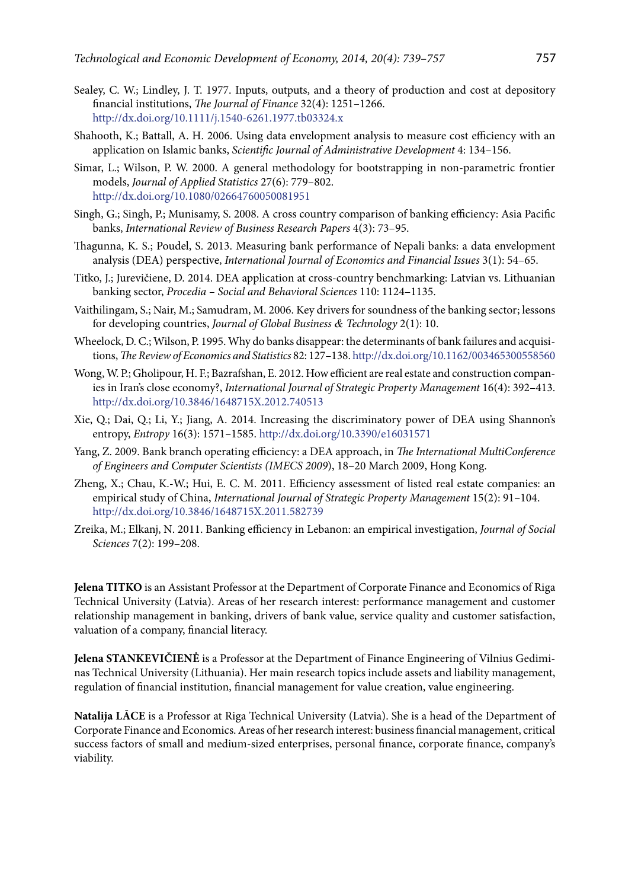Sealey, C. W.; Lindley, J. T. 1977. Inputs, outputs, and a theory of production and cost at depository financial institutions, *The Journal of Finance* 32(4): 1251–1266. http://dx.doi.org/10.1111/j.1540-6261.1977.tb03324.x

Shahooth, K.; Battall, A. H. 2006. Using data envelopment analysis to measure cost efficiency with an application on Islamic banks, *Scientific Journal of Administrative Development* 4: 134–156.

Simar, L.; Wilson, P. W. 2000. A general methodology for bootstrapping in non-parametric frontier models, *Journal of Applied Statistics* 27(6): 779–802. http://dx.doi.org/10.1080/02664760050081951

Singh, G.; Singh, P.; Munisamy, S. 2008. A cross country comparison of banking efficiency: Asia Pacific banks, *International Review of Business Research Papers* 4(3): 73–95.

Thagunna, K. S.; Poudel, S. 2013. Measuring bank performance of Nepali banks: a data envelopment analysis (DEA) perspective, *International Journal of Economics and Financial Issues* 3(1): 54–65.

Titko, J.; Jurevičiene, D. 2014. DEA application at cross-country benchmarking: Latvian vs. Lithuanian banking sector, *Procedia – Social and Behavioral Sciences* 110: 1124–1135.

Vaithilingam, S.; Nair, M.; Samudram, M. 2006. Key drivers for soundness of the banking sector; lessons for developing countries, *Journal of Global Business & Technology* 2(1): 10.

Wheelock, D. C.; Wilson, P. 1995. Why do banks disappear: the determinants of bank failures and acquisitions, *The Review of Economics and Statistics* 82: 127–138. http://dx.doi.org/10.1162/003465300558560

Wong, W. P.; Gholipour, H. F.; Bazrafshan, E. 2012. How efficient are real estate and construction companies in Iran's close economy?, *International Journal of Strategic Property Management* 16(4): 392–413. http://dx.doi.org/10.3846/1648715X.2012.740513

Xie, Q.; Dai, Q.; Li, Y.; Jiang, A. 2014. Increasing the discriminatory power of DEA using Shannon's entropy, *Entropy* 16(3): 1571–1585. http://dx.doi.org/10.3390/e16031571

Yang, Z. 2009. Bank branch operating efficiency: a DEA approach, in *The International MultiConference of Engineers and Computer Scientists (IMECS 2009)*, 18–20 March 2009, Hong Kong.

Zheng, X.; Chau, K.-W.; Hui, E. C. M. 2011. Efficiency assessment of listed real estate companies: an empirical study of China, *International Journal of Strategic Property Management* 15(2): 91–104. http://dx.doi.org/10.3846/1648715X.2011.582739

Zreika, M.; Elkanj, N. 2011. Banking efficiency in Lebanon: an empirical investigation, *Journal of Social Sciences* 7(2): 199–208.

**Jelena TITKO** is an Assistant Professor at the Department of Corporate Finance and Economics of Riga Technical University (Latvia). Areas of her research interest: performance management and customer relationship management in banking, drivers of bank value, service quality and customer satisfaction, valuation of a company, financial literacy.

**Jelena STANKEVIČIENĖ** is a Professor at the Department of Finance Engineering of Vilnius Gediminas Technical University (Lithuania). Her main research topics include assets and liability management, regulation of financial institution, financial management for value creation, value engineering.

**Natalija LĀCE** is a Professor at Riga Technical University (Latvia). She is a head of the Department of Corporate Finance and Economics. Areas of her research interest: business financial management, critical success factors of small and medium-sized enterprises, personal finance, corporate finance, company's viability.